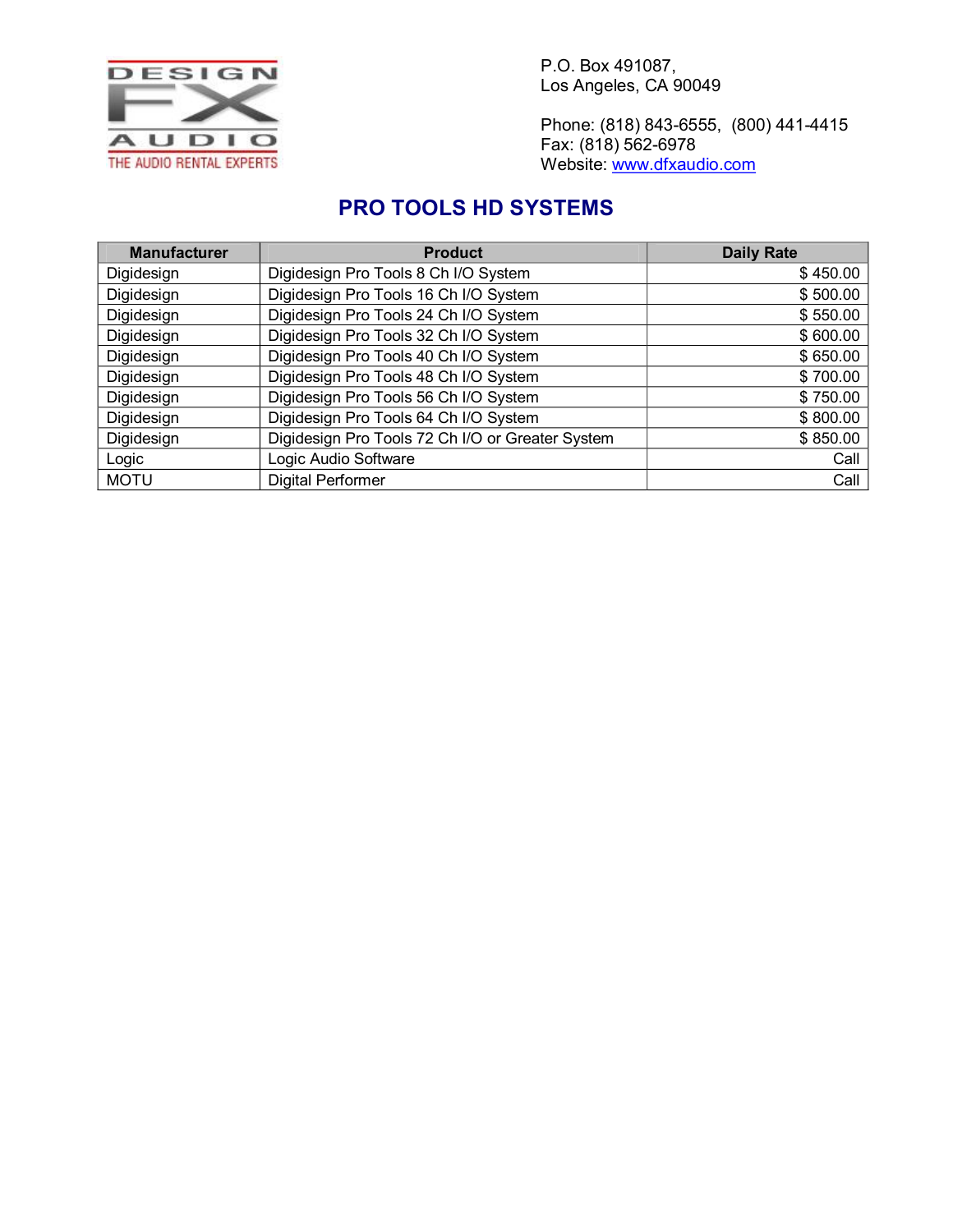DESIGN FX AUDIO
THE AUDIO RENTAL EXPERTS

P.O. Box 491087,
Los Angeles, CA 90049

Phone: (818) 843-6555, (800) 441-4415
Fax: (818) 562-6978
Website: www.dfxaudio.com

# PRO TOOLS HD SYSTEMS

| Manufacturer | Product | Daily Rate |
|---|---|---:|
| Digidesign | Digidesign Pro Tools 8 Ch I/O System | $ 450.00 |
| Digidesign | Digidesign Pro Tools 16 Ch I/O System | $ 500.00 |
| Digidesign | Digidesign Pro Tools 24 Ch I/O System | $ 550.00 |
| Digidesign | Digidesign Pro Tools 32 Ch I/O System | $ 600.00 |
| Digidesign | Digidesign Pro Tools 40 Ch I/O System | $ 650.00 |
| Digidesign | Digidesign Pro Tools 48 Ch I/O System | $ 700.00 |
| Digidesign | Digidesign Pro Tools 56 Ch I/O System | $ 750.00 |
| Digidesign | Digidesign Pro Tools 64 Ch I/O System | $ 800.00 |
| Digidesign | Digidesign Pro Tools 72 Ch I/O or Greater System | $ 850.00 |
| Logic | Logic Audio Software | Call |
| MOTU | Digital Performer | Call |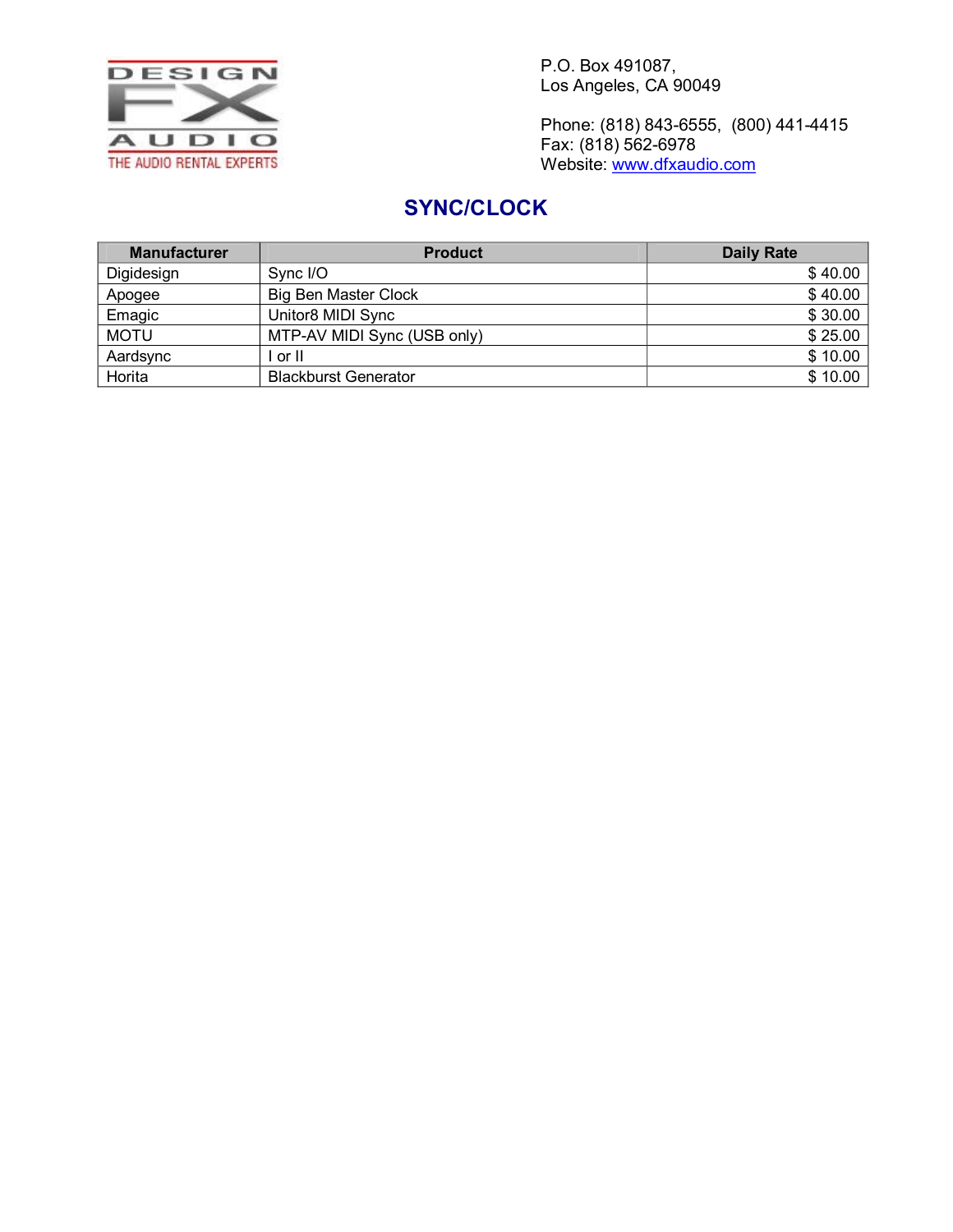DESIGN FX AUDIO
THE AUDIO RENTAL EXPERTS

P.O. Box 491087,
Los Angeles, CA 90049

Phone: (818) 843-6555, (800) 441-4415
Fax: (818) 562-6978
Website: www.dfxaudio.com

## SYNC/CLOCK

| Manufacturer | Product | Daily Rate |
|---|---|---|
| Digidesign | Sync I/O | $ 40.00 |
| Apogee | Big Ben Master Clock | $ 40.00 |
| Emagic | Unitor8 MIDI Sync | $ 30.00 |
| MOTU | MTP-AV MIDI Sync (USB only) | $ 25.00 |
| Aardsync | I or II | $ 10.00 |
| Horita | Blackburst Generator | $ 10.00 |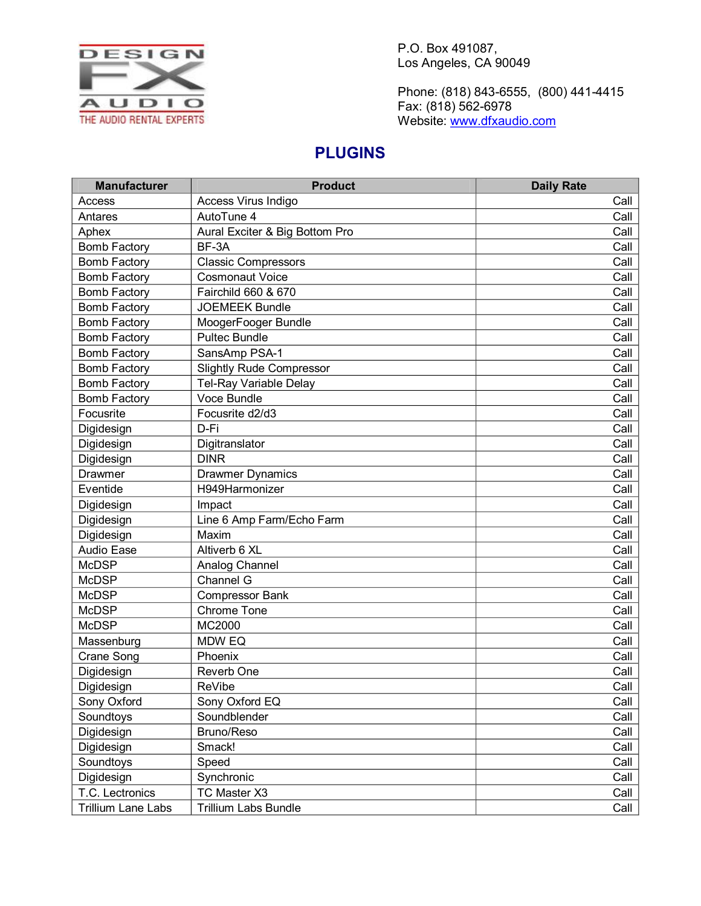DESIGN FX AUDIO
THE AUDIO RENTAL EXPERTS

P.O. Box 491087,
Los Angeles, CA 90049

Phone: (818) 843-6555, (800) 441-4415
Fax: (818) 562-6978
Website: www.dfxaudio.com

# PLUGINS

| Manufacturer | Product | Daily Rate |
|---|---|---|
| Access | Access Virus Indigo | Call |
| Antares | AutoTune 4 | Call |
| Aphex | Aural Exciter & Big Bottom Pro | Call |
| Bomb Factory | BF-3A | Call |
| Bomb Factory | Classic Compressors | Call |
| Bomb Factory | Cosmonaut Voice | Call |
| Bomb Factory | Fairchild 660 & 670 | Call |
| Bomb Factory | JOEMEEK Bundle | Call |
| Bomb Factory | MoogerFooger Bundle | Call |
| Bomb Factory | Pultec Bundle | Call |
| Bomb Factory | SansAmp PSA-1 | Call |
| Bomb Factory | Slightly Rude Compressor | Call |
| Bomb Factory | Tel-Ray Variable Delay | Call |
| Bomb Factory | Voce Bundle | Call |
| Focusrite | Focusrite d2/d3 | Call |
| Digidesign | D-Fi | Call |
| Digidesign | Digitranslator | Call |
| Digidesign | DINR | Call |
| Drawmer | Drawmer Dynamics | Call |
| Eventide | H949Harmonizer | Call |
| Digidesign | Impact | Call |
| Digidesign | Line 6 Amp Farm/Echo Farm | Call |
| Digidesign | Maxim | Call |
| Audio Ease | Altiverb 6 XL | Call |
| McDSP | Analog Channel | Call |
| McDSP | Channel G | Call |
| McDSP | Compressor Bank | Call |
| McDSP | Chrome Tone | Call |
| McDSP | MC2000 | Call |
| Massenburg | MDW EQ | Call |
| Crane Song | Phoenix | Call |
| Digidesign | Reverb One | Call |
| Digidesign | ReVibe | Call |
| Sony Oxford | Sony Oxford EQ | Call |
| Soundtoys | Soundblender | Call |
| Digidesign | Bruno/Reso | Call |
| Digidesign | Smack! | Call |
| Soundtoys | Speed | Call |
| Digidesign | Synchronic | Call |
| T.C. Lectronics | TC Master X3 | Call |
| Trillium Lane Labs | Trillium Labs Bundle | Call |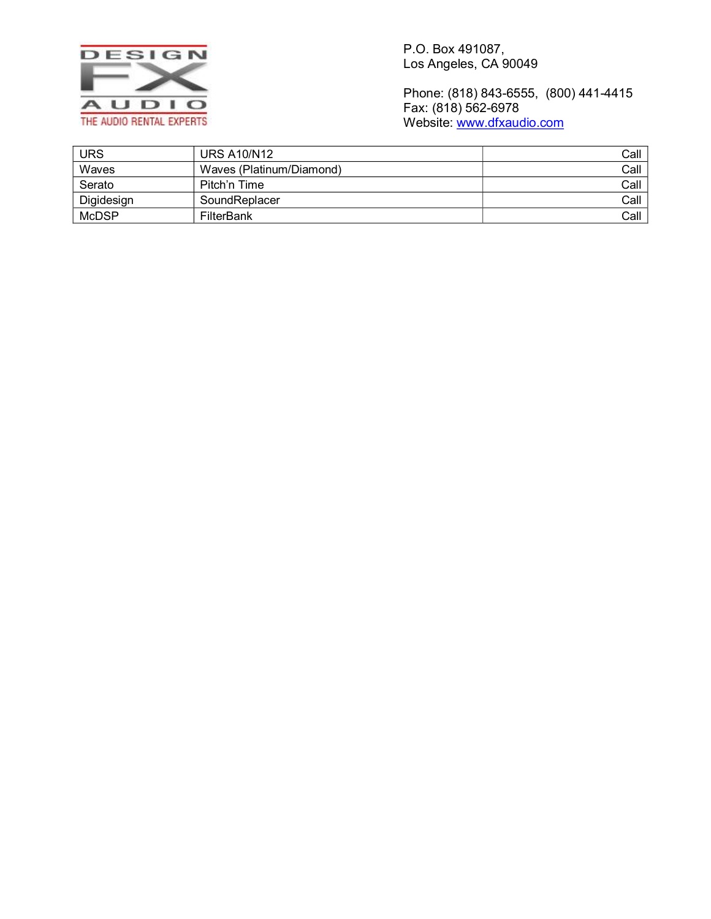DESIGN FX AUDIO
THE AUDIO RENTAL EXPERTS

P.O. Box 491087,
Los Angeles, CA 90049

Phone: (818) 843-6555, (800) 441-4415
Fax: (818) 562-6978
Website: www.dfxaudio.com

| | | |
|---|---|---|
| URS | URS A10/N12 | Call |
| Waves | Waves (Platinum/Diamond) | Call |
| Serato | Pitch'n Time | Call |
| Digidesign | SoundReplacer | Call |
| McDSP | FilterBank | Call |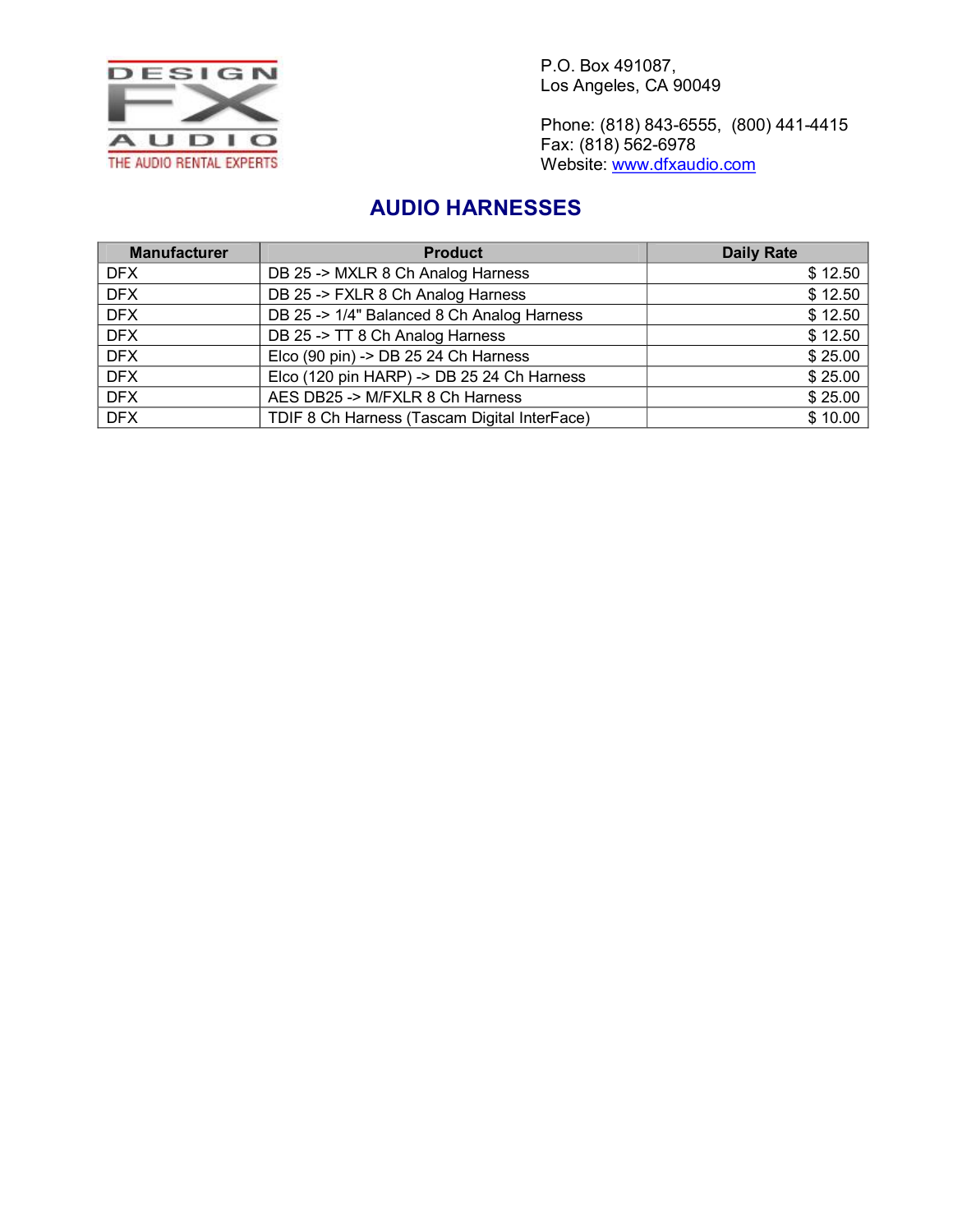DESIGN FX AUDIO
THE AUDIO RENTAL EXPERTS

P.O. Box 491087,
Los Angeles, CA 90049

Phone: (818) 843-6555, (800) 441-4415
Fax: (818) 562-6978
Website: www.dfxaudio.com

## AUDIO HARNESSES

| Manufacturer | Product | Daily Rate |
|---|---|---|
| DFX | DB 25 -> MXLR 8 Ch Analog Harness | $ 12.50 |
| DFX | DB 25 -> FXLR 8 Ch Analog Harness | $ 12.50 |
| DFX | DB 25 -> 1/4" Balanced 8 Ch Analog Harness | $ 12.50 |
| DFX | DB 25 -> TT 8 Ch Analog Harness | $ 12.50 |
| DFX | Elco (90 pin) -> DB 25 24 Ch Harness | $ 25.00 |
| DFX | Elco (120 pin HARP) -> DB 25 24 Ch Harness | $ 25.00 |
| DFX | AES DB25 -> M/FXLR 8 Ch Harness | $ 25.00 |
| DFX | TDIF 8 Ch Harness (Tascam Digital InterFace) | $ 10.00 |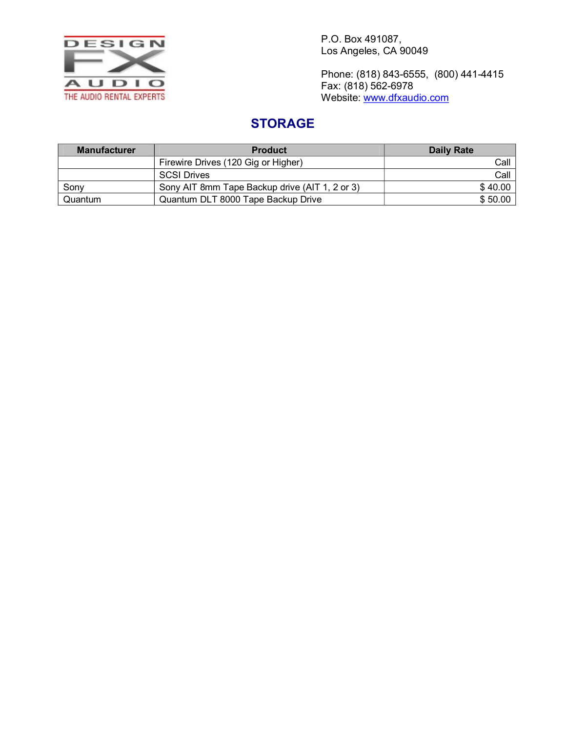DESIGN FX AUDIO
THE AUDIO RENTAL EXPERTS

P.O. Box 491087,
Los Angeles, CA 90049

Phone: (818) 843-6555, (800) 441-4415
Fax: (818) 562-6978
Website: www.dfxaudio.com

## STORAGE

| Manufacturer | Product | Daily Rate |
|---|---|---|
| | Firewire Drives (120 Gig or Higher) | Call |
| | SCSI Drives | Call |
| Sony | Sony AIT 8mm Tape Backup drive (AIT 1, 2 or 3) | $ 40.00 |
| Quantum | Quantum DLT 8000 Tape Backup Drive | $ 50.00 |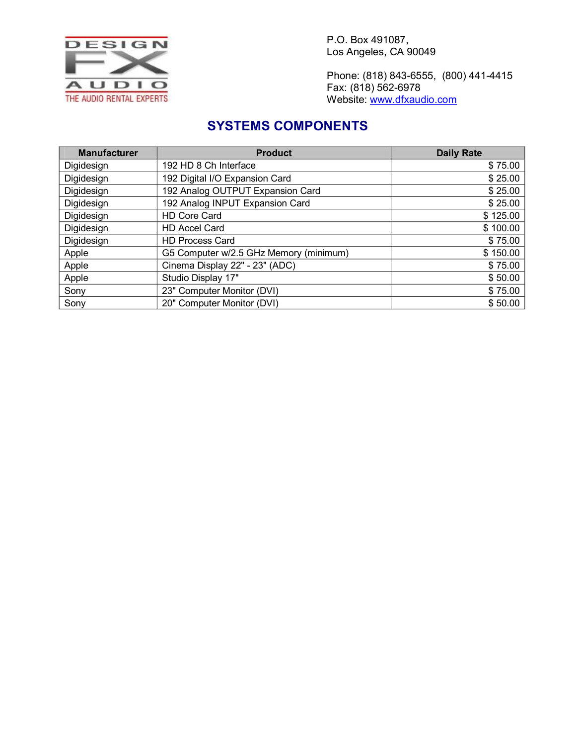DESIGN FX AUDIO
THE AUDIO RENTAL EXPERTS

P.O. Box 491087,
Los Angeles, CA 90049

Phone: (818) 843-6555, (800) 441-4415
Fax: (818) 562-6978
Website: www.dfxaudio.com

# SYSTEMS COMPONENTS

| Manufacturer | Product | Daily Rate |
|---|---|---|
| Digidesign | 192 HD 8 Ch Interface | $ 75.00 |
| Digidesign | 192 Digital I/O Expansion Card | $ 25.00 |
| Digidesign | 192 Analog OUTPUT Expansion Card | $ 25.00 |
| Digidesign | 192 Analog INPUT Expansion Card | $ 25.00 |
| Digidesign | HD Core Card | $ 125.00 |
| Digidesign | HD Accel Card | $ 100.00 |
| Digidesign | HD Process Card | $ 75.00 |
| Apple | G5 Computer w/2.5 GHz Memory (minimum) | $ 150.00 |
| Apple | Cinema Display 22" - 23" (ADC) | $ 75.00 |
| Apple | Studio Display 17" | $ 50.00 |
| Sony | 23" Computer Monitor (DVI) | $ 75.00 |
| Sony | 20" Computer Monitor (DVI) | $ 50.00 |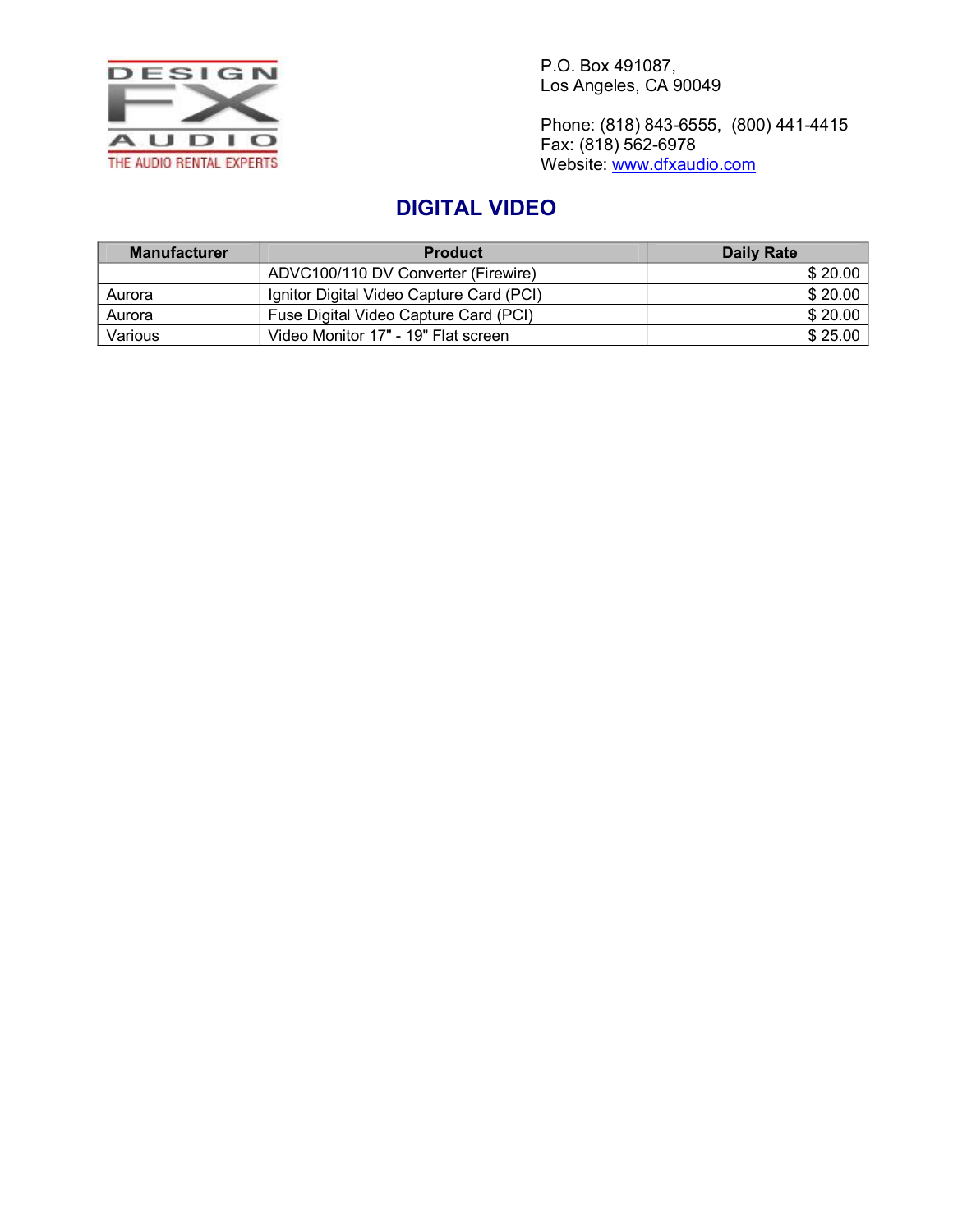DESIGN FX AUDIO
THE AUDIO RENTAL EXPERTS

P.O. Box 491087,
Los Angeles, CA 90049

Phone: (818) 843-6555, (800) 441-4415
Fax: (818) 562-6978
Website: www.dfxaudio.com

## DIGITAL VIDEO

| Manufacturer | Product | Daily Rate |
|---|---|---|
| | ADVC100/110 DV Converter (Firewire) | $ 20.00 |
| Aurora | Ignitor Digital Video Capture Card (PCI) | $ 20.00 |
| Aurora | Fuse Digital Video Capture Card (PCI) | $ 20.00 |
| Various | Video Monitor 17" - 19" Flat screen | $ 25.00 |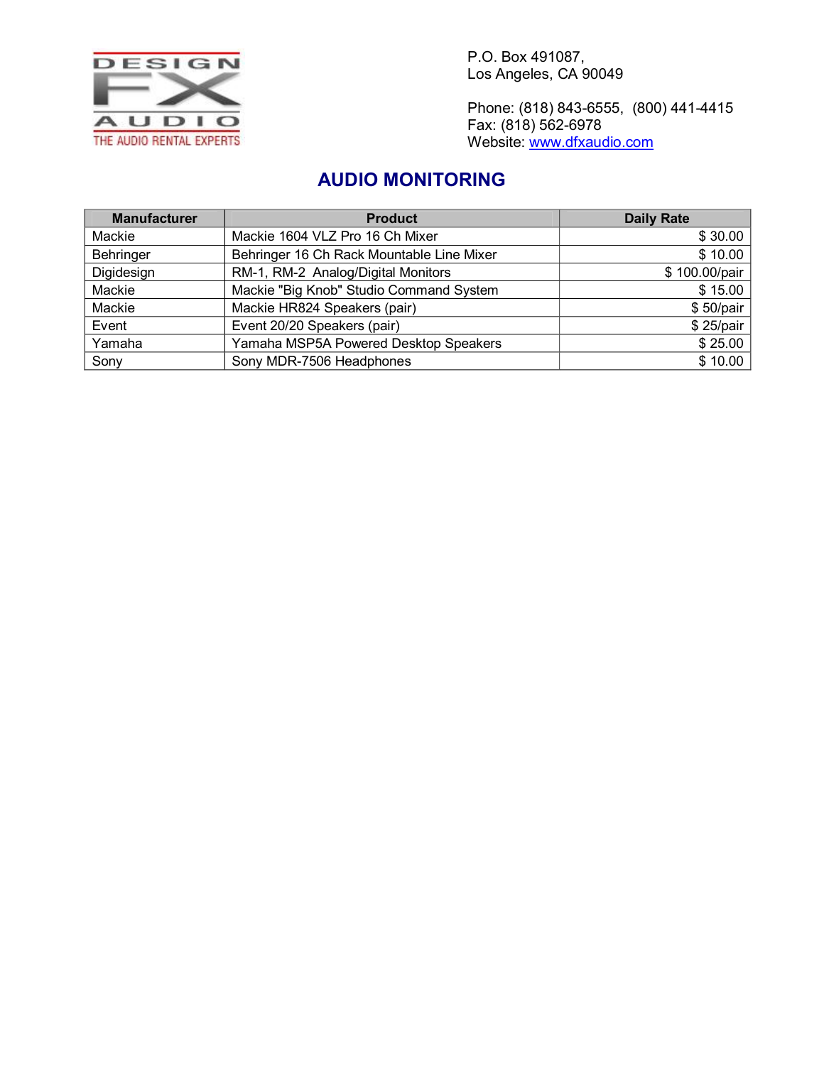DESIGN FX AUDIO
THE AUDIO RENTAL EXPERTS

P.O. Box 491087,
Los Angeles, CA 90049

Phone: (818) 843-6555, (800) 441-4415
Fax: (818) 562-6978
Website: www.dfxaudio.com

## AUDIO MONITORING

| Manufacturer | Product | Daily Rate |
| --- | --- | --- |
| Mackie | Mackie 1604 VLZ Pro 16 Ch Mixer | $ 30.00 |
| Behringer | Behringer 16 Ch Rack Mountable Line Mixer | $ 10.00 |
| Digidesign | RM-1, RM-2 Analog/Digital Monitors | $ 100.00/pair |
| Mackie | Mackie "Big Knob" Studio Command System | $ 15.00 |
| Mackie | Mackie HR824 Speakers (pair) | $ 50/pair |
| Event | Event 20/20 Speakers (pair) | $ 25/pair |
| Yamaha | Yamaha MSP5A Powered Desktop Speakers | $ 25.00 |
| Sony | Sony MDR-7506 Headphones | $ 10.00 |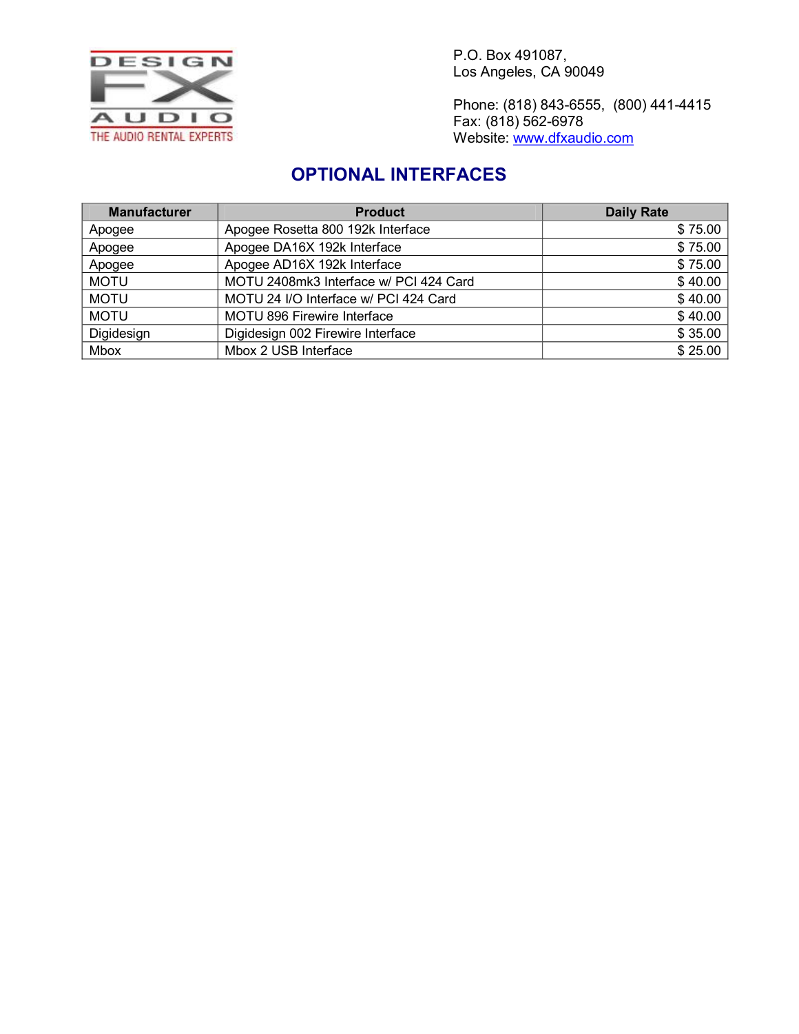DESIGN FX AUDIO
THE AUDIO RENTAL EXPERTS

P.O. Box 491087,
Los Angeles, CA 90049

Phone: (818) 843-6555, (800) 441-4415
Fax: (818) 562-6978
Website: www.dfxaudio.com

## OPTIONAL INTERFACES

| Manufacturer | Product | Daily Rate |
|---|---|---|
| Apogee | Apogee Rosetta 800 192k Interface | $ 75.00 |
| Apogee | Apogee DA16X 192k Interface | $ 75.00 |
| Apogee | Apogee AD16X 192k Interface | $ 75.00 |
| MOTU | MOTU 2408mk3 Interface w/ PCI 424 Card | $ 40.00 |
| MOTU | MOTU 24 I/O Interface w/ PCI 424 Card | $ 40.00 |
| MOTU | MOTU 896 Firewire Interface | $ 40.00 |
| Digidesign | Digidesign 002 Firewire Interface | $ 35.00 |
| Mbox | Mbox 2 USB Interface | $ 25.00 |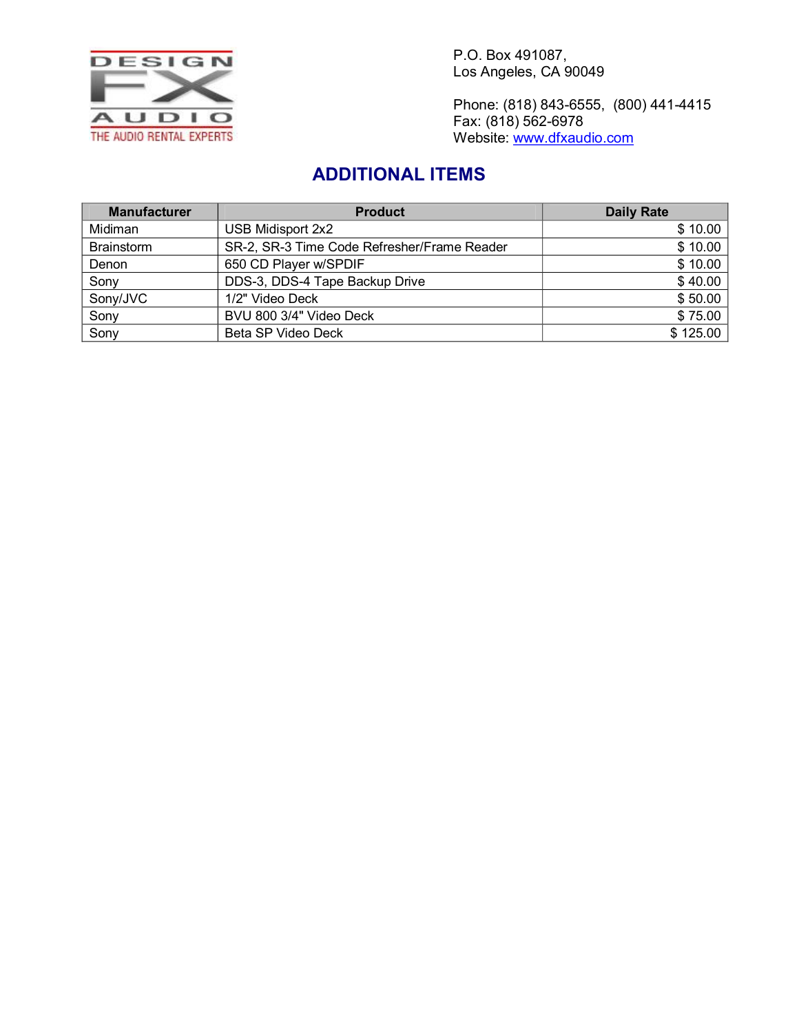DESIGN FX AUDIO
THE AUDIO RENTAL EXPERTS

P.O. Box 491087,
Los Angeles, CA 90049

Phone: (818) 843-6555, (800) 441-4415
Fax: (818) 562-6978
Website: www.dfxaudio.com

## ADDITIONAL ITEMS

| Manufacturer | Product | Daily Rate |
|---|---|---|
| Midiman | USB Midisport 2x2 | $ 10.00 |
| Brainstorm | SR-2, SR-3 Time Code Refresher/Frame Reader | $ 10.00 |
| Denon | 650 CD Player w/SPDIF | $ 10.00 |
| Sony | DDS-3, DDS-4 Tape Backup Drive | $ 40.00 |
| Sony/JVC | 1/2" Video Deck | $ 50.00 |
| Sony | BVU 800 3/4" Video Deck | $ 75.00 |
| Sony | Beta SP Video Deck | $ 125.00 |